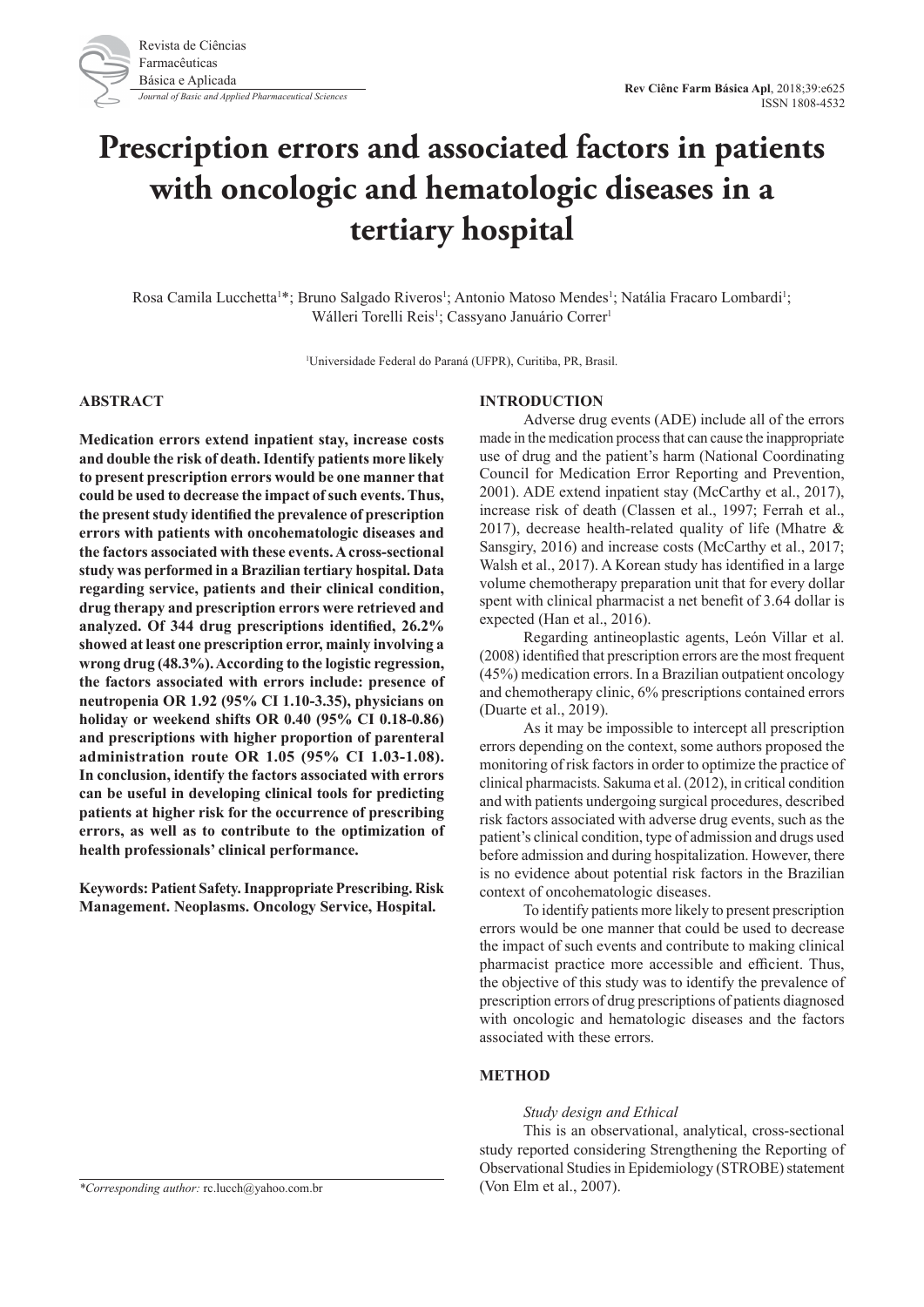# Prescription errors and associated factors in patients with oncologic and hematologic diseases in a tertiary hospital

Rosa Camila Lucchetta[1]*; Bruno Salgado Riveros[1]; Antonio Matoso Mendes[1]; Natália Fracaro Lombardi[1]; Wálleri Torelli Reis[1]; Cassyano Januário Correr[1]

[1]Universidade Federal do Paraná (UFPR), Curitiba, PR, Brasil.

## ABSTRACT

**Medication errors extend inpatient stay, increase costs and double the risk of death. Identify patients more likely to present prescription errors would be one manner that could be used to decrease the impact of such events. Thus, the present study identified the prevalence of prescription errors with patients with oncohematologic diseases and the factors associated with these events. A cross-sectional study was performed in a Brazilian tertiary hospital. Data regarding service, patients and their clinical condition, drug therapy and prescription errors were retrieved and analyzed. Of 344 drug prescriptions identified, 26.2% showed at least one prescription error, mainly involving a wrong drug (48.3%). According to the logistic regression, the factors associated with errors include: presence of neutropenia OR 1.92 (95% CI 1.10-3.35), physicians on holiday or weekend shifts OR 0.40 (95% CI 0.18-0.86) and prescriptions with higher proportion of parenteral administration route OR 1.05 (95% CI 1.03-1.08). In conclusion, identify the factors associated with errors can be useful in developing clinical tools for predicting patients at higher risk for the occurrence of prescribing errors, as well as to contribute to the optimization of health professionals' clinical performance.**

**Keywords: Patient Safety. Inappropriate Prescribing. Risk Management. Neoplasms. Oncology Service, Hospital.**

*\*Corresponding author:* rc.lucch@yahoo.com.br

## INTRODUCTION

Adverse drug events (ADE) include all of the errors made in the medication process that can cause the inappropriate use of drug and the patient's harm (National Coordinating Council for Medication Error Reporting and Prevention, 2001). ADE extend inpatient stay (McCarthy et al., 2017), increase risk of death (Classen et al., 1997; Ferrah et al., 2017), decrease health-related quality of life (Mhatre & Sansgiry, 2016) and increase costs (McCarthy et al., 2017; Walsh et al., 2017). A Korean study has identified in a large volume chemotherapy preparation unit that for every dollar spent with clinical pharmacist a net benefit of 3.64 dollar is expected (Han et al., 2016).

Regarding antineoplastic agents, León Villar et al. (2008) identified that prescription errors are the most frequent (45%) medication errors. In a Brazilian outpatient oncology and chemotherapy clinic, 6% prescriptions contained errors (Duarte et al., 2019).

As it may be impossible to intercept all prescription errors depending on the context, some authors proposed the monitoring of risk factors in order to optimize the practice of clinical pharmacists. Sakuma et al. (2012), in critical condition and with patients undergoing surgical procedures, described risk factors associated with adverse drug events, such as the patient's clinical condition, type of admission and drugs used before admission and during hospitalization. However, there is no evidence about potential risk factors in the Brazilian context of oncohematologic diseases.

To identify patients more likely to present prescription errors would be one manner that could be used to decrease the impact of such events and contribute to making clinical pharmacist practice more accessible and efficient. Thus, the objective of this study was to identify the prevalence of prescription errors of drug prescriptions of patients diagnosed with oncologic and hematologic diseases and the factors associated with these errors.

## METHOD

### *Study design and Ethical*

This is an observational, analytical, cross-sectional study reported considering Strengthening the Reporting of Observational Studies in Epidemiology (STROBE) statement (Von Elm et al., 2007).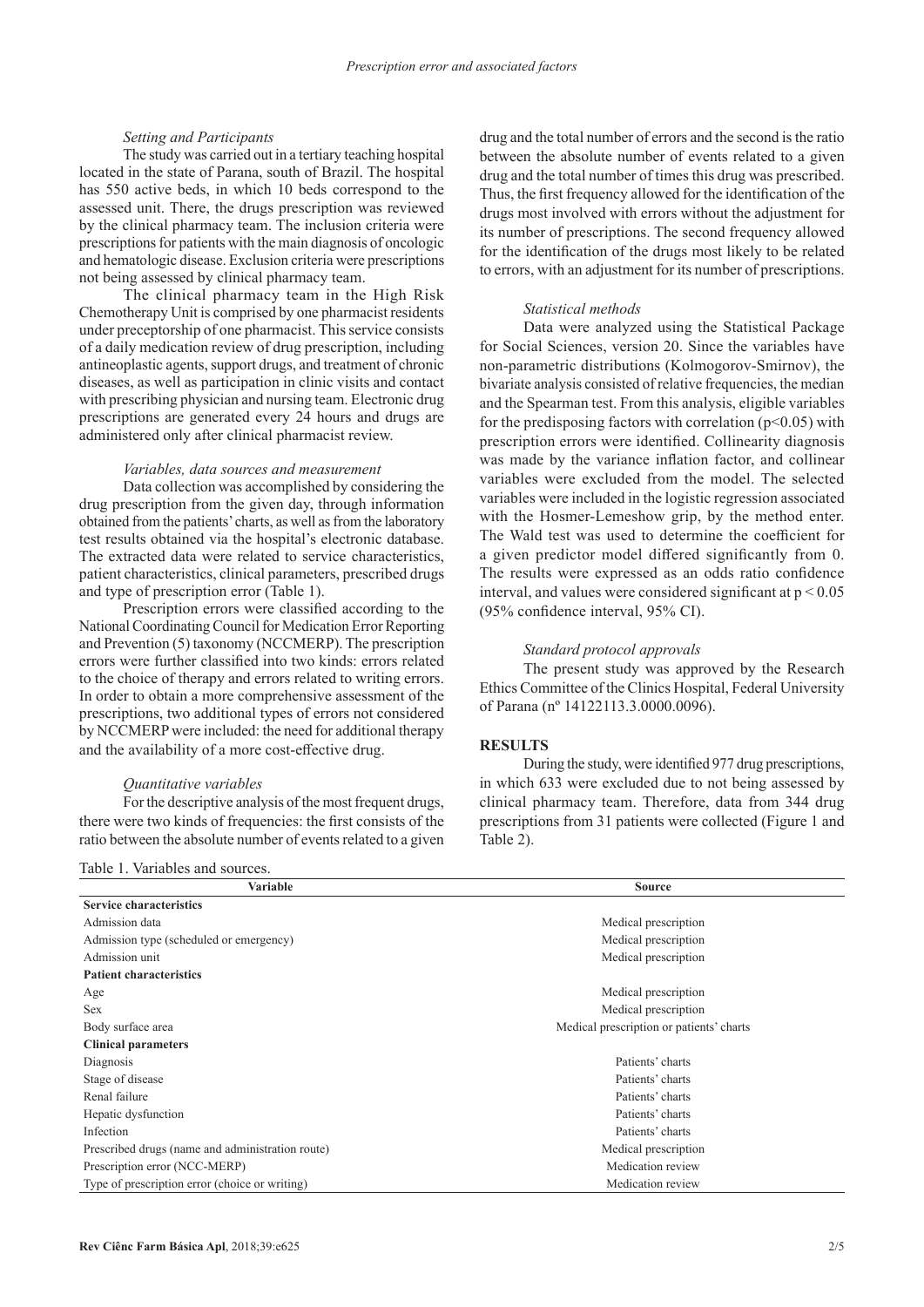### *Setting and Participants*

The study was carried out in a tertiary teaching hospital located in the state of Parana, south of Brazil. The hospital has 550 active beds, in which 10 beds correspond to the assessed unit. There, the drugs prescription was reviewed by the clinical pharmacy team. The inclusion criteria were prescriptions for patients with the main diagnosis of oncologic and hematologic disease. Exclusion criteria were prescriptions not being assessed by clinical pharmacy team.

The clinical pharmacy team in the High Risk Chemotherapy Unit is comprised by one pharmacist residents under preceptorship of one pharmacist. This service consists of a daily medication review of drug prescription, including antineoplastic agents, support drugs, and treatment of chronic diseases, as well as participation in clinic visits and contact with prescribing physician and nursing team. Electronic drug prescriptions are generated every 24 hours and drugs are administered only after clinical pharmacist review.

### *Variables, data sources and measurement*

Data collection was accomplished by considering the drug prescription from the given day, through information obtained from the patients' charts, as well as from the laboratory test results obtained via the hospital's electronic database. The extracted data were related to service characteristics, patient characteristics, clinical parameters, prescribed drugs and type of prescription error (Table 1).

Prescription errors were classified according to the National Coordinating Council for Medication Error Reporting and Prevention (5) taxonomy (NCCMERP). The prescription errors were further classified into two kinds: errors related to the choice of therapy and errors related to writing errors. In order to obtain a more comprehensive assessment of the prescriptions, two additional types of errors not considered by NCCMERP were included: the need for additional therapy and the availability of a more cost-effective drug.

### *Quantitative variables*

For the descriptive analysis of the most frequent drugs, there were two kinds of frequencies: the first consists of the ratio between the absolute number of events related to a given drug and the total number of errors and the second is the ratio between the absolute number of events related to a given drug and the total number of times this drug was prescribed. Thus, the first frequency allowed for the identification of the drugs most involved with errors without the adjustment for its number of prescriptions. The second frequency allowed for the identification of the drugs most likely to be related to errors, with an adjustment for its number of prescriptions.

### *Statistical methods*

Data were analyzed using the Statistical Package for Social Sciences, version 20. Since the variables have non-parametric distributions (Kolmogorov-Smirnov), the bivariate analysis consisted of relative frequencies, the median and the Spearman test. From this analysis, eligible variables for the predisposing factors with correlation ($p<0.05$) with prescription errors were identified. Collinearity diagnosis was made by the variance inflation factor, and collinear variables were excluded from the model. The selected variables were included in the logistic regression associated with the Hosmer-Lemeshow grip, by the method enter. The Wald test was used to determine the coefficient for a given predictor model differed significantly from 0. The results were expressed as an odds ratio confidence interval, and values were considered significant at $p < 0.05$ (95% confidence interval, 95% CI).

### *Standard protocol approvals*

The present study was approved by the Research Ethics Committee of the Clinics Hospital, Federal University of Parana (nº 14122113.3.0000.0096).

## RESULTS

During the study, were identified 977 drug prescriptions, in which 633 were excluded due to not being assessed by clinical pharmacy team. Therefore, data from 344 drug prescriptions from 31 patients were collected (Figure 1 and Table 2).

Table 1. Variables and sources.

| Variable | Source |
|---|---|
| **Service characteristics** | |
| Admission data | Medical prescription |
| Admission type (scheduled or emergency) | Medical prescription |
| Admission unit | Medical prescription |
| **Patient characteristics** | |
| Age | Medical prescription |
| Sex | Medical prescription |
| Body surface area | Medical prescription or patients' charts |
| **Clinical parameters** | |
| Diagnosis | Patients' charts |
| Stage of disease | Patients' charts |
| Renal failure | Patients' charts |
| Hepatic dysfunction | Patients' charts |
| Infection | Patients' charts |
| Prescribed drugs (name and administration route) | Medical prescription |
| Prescription error (NCC-MERP) | Medication review |
| Type of prescription error (choice or writing) | Medication review |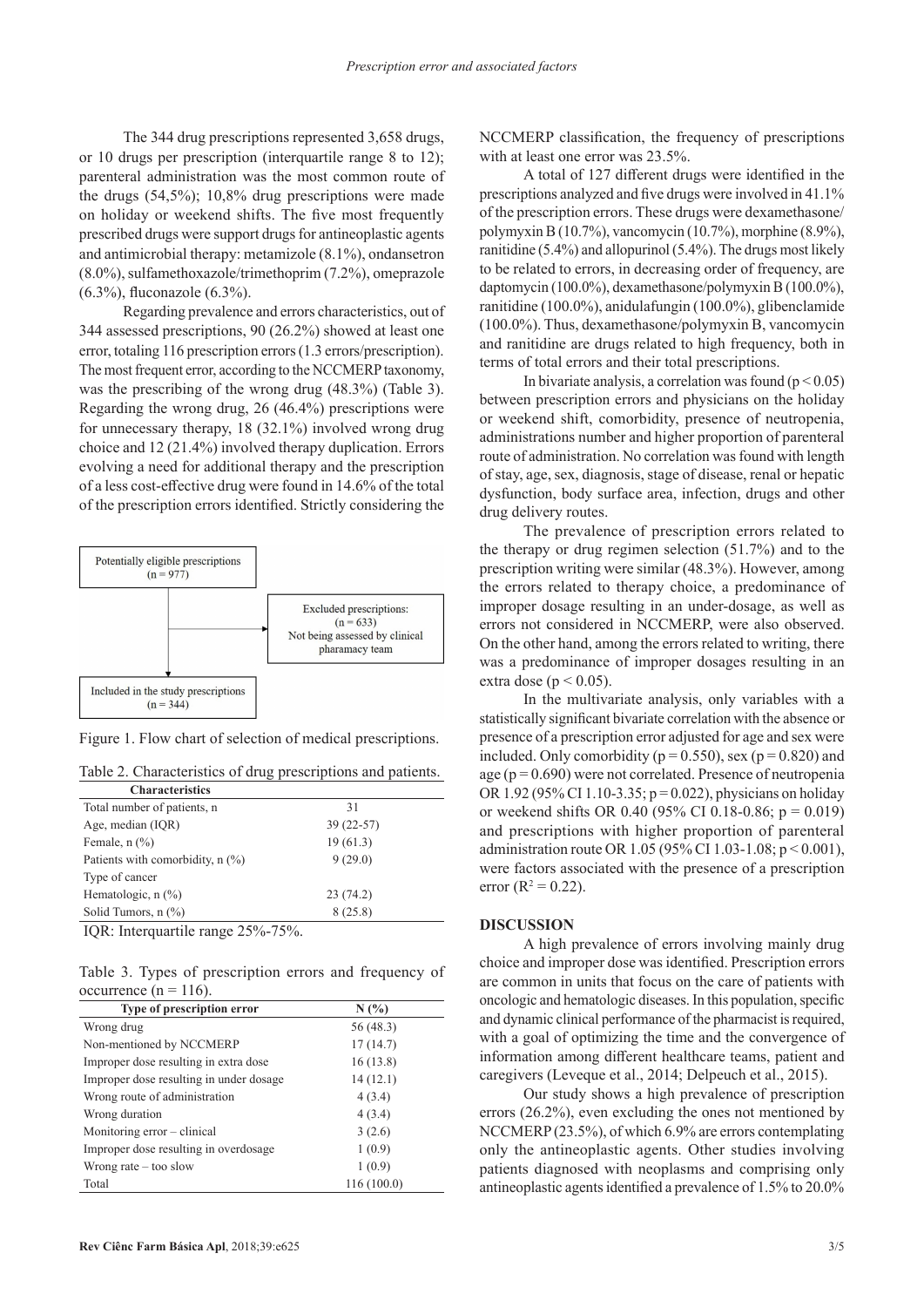The 344 drug prescriptions represented 3,658 drugs, or 10 drugs per prescription (interquartile range 8 to 12); parenteral administration was the most common route of the drugs (54,5%); 10,8% drug prescriptions were made on holiday or weekend shifts. The five most frequently prescribed drugs were support drugs for antineoplastic agents and antimicrobial therapy: metamizole (8.1%), ondansetron (8.0%), sulfamethoxazole/trimethoprim (7.2%), omeprazole (6.3%), fluconazole (6.3%).

Regarding prevalence and errors characteristics, out of 344 assessed prescriptions, 90 (26.2%) showed at least one error, totaling 116 prescription errors (1.3 errors/prescription). The most frequent error, according to the NCCMERP taxonomy, was the prescribing of the wrong drug (48.3%) (Table 3). Regarding the wrong drug, 26 (46.4%) prescriptions were for unnecessary therapy, 18 (32.1%) involved wrong drug choice and 12 (21.4%) involved therapy duplication. Errors evolving a need for additional therapy and the prescription of a less cost-effective drug were found in 14.6% of the total of the prescription errors identified. Strictly considering the NCCMERP classification, the frequency of prescriptions with at least one error was 23.5%.

Potentially eligible prescriptions (n = 977)

Excluded prescriptions: (n = 633) Not being assessed by clinical pharamacy team

Included in the study prescriptions (n = 344)

Figure 1. Flow chart of selection of medical prescriptions.

Table 2. Characteristics of drug prescriptions and patients.

| Characteristics | |
|---|---|
| Total number of patients, n | 31 |
| Age, median (IQR) | 39 (22-57) |
| Female, n (%) | 19 (61.3) |
| Patients with comorbidity, n (%) | 9 (29.0) |
| Type of cancer | |
| Hematologic, n (%) | 23 (74.2) |
| Solid Tumors, n (%) | 8 (25.8) |

IQR: Interquartile range 25%-75%.

Table 3. Types of prescription errors and frequency of occurrence (n = 116).

| Type of prescription error | N (%) |
|---|---|
| Wrong drug | 56 (48.3) |
| Non-mentioned by NCCMERP | 17 (14.7) |
| Improper dose resulting in extra dose | 16 (13.8) |
| Improper dose resulting in under dosage | 14 (12.1) |
| Wrong route of administration | 4 (3.4) |
| Wrong duration | 4 (3.4) |
| Monitoring error – clinical | 3 (2.6) |
| Improper dose resulting in overdosage | 1 (0.9) |
| Wrong rate – too slow | 1 (0.9) |
| Total | 116 (100.0) |

A total of 127 different drugs were identified in the prescriptions analyzed and five drugs were involved in 41.1% of the prescription errors. These drugs were dexamethasone/polymyxin B (10.7%), vancomycin (10.7%), morphine (8.9%), ranitidine (5.4%) and allopurinol (5.4%). The drugs most likely to be related to errors, in decreasing order of frequency, are daptomycin (100.0%), dexamethasone/polymyxin B (100.0%), ranitidine (100.0%), anidulafungin (100.0%), glibenclamide (100.0%). Thus, dexamethasone/polymyxin B, vancomycin and ranitidine are drugs related to high frequency, both in terms of total errors and their total prescriptions.

In bivariate analysis, a correlation was found ($p < 0.05$) between prescription errors and physicians on the holiday or weekend shift, comorbidity, presence of neutropenia, administrations number and higher proportion of parenteral route of administration. No correlation was found with length of stay, age, sex, diagnosis, stage of disease, renal or hepatic dysfunction, body surface area, infection, drugs and other drug delivery routes.

The prevalence of prescription errors related to the therapy or drug regimen selection (51.7%) and to the prescription writing were similar (48.3%). However, among the errors related to therapy choice, a predominance of improper dosage resulting in an under-dosage, as well as errors not considered in NCCMERP, were also observed. On the other hand, among the errors related to writing, there was a predominance of improper dosages resulting in an extra dose ($p < 0.05$).

In the multivariate analysis, only variables with a statistically significant bivariate correlation with the absence or presence of a prescription error adjusted for age and sex were included. Only comorbidity ($p = 0.550$), sex ($p = 0.820$) and age ($p = 0.690$) were not correlated. Presence of neutropenia OR 1.92 (95% CI 1.10-3.35; $p = 0.022$), physicians on holiday or weekend shifts OR 0.40 (95% CI 0.18-0.86; $p = 0.019$) and prescriptions with higher proportion of parenteral administration route OR 1.05 (95% CI 1.03-1.08; $p < 0.001$), were factors associated with the presence of a prescription error ($R^2 = 0.22$).

## DISCUSSION

A high prevalence of errors involving mainly drug choice and improper dose was identified. Prescription errors are common in units that focus on the care of patients with oncologic and hematologic diseases. In this population, specific and dynamic clinical performance of the pharmacist is required, with a goal of optimizing the time and the convergence of information among different healthcare teams, patient and caregivers (Leveque et al., 2014; Delpeuch et al., 2015).

Our study shows a high prevalence of prescription errors (26.2%), even excluding the ones not mentioned by NCCMERP (23.5%), of which 6.9% are errors contemplating only the antineoplastic agents. Other studies involving patients diagnosed with neoplasms and comprising only antineoplastic agents identified a prevalence of 1.5% to 20.0%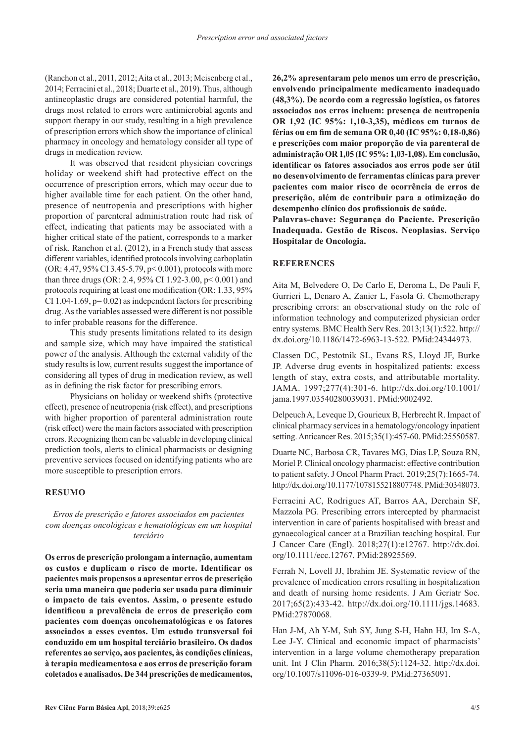(Ranchon et al., 2011, 2012; Aita et al., 2013; Meisenberg et al., 2014; Ferracini et al., 2018; Duarte et al., 2019). Thus, although antineoplastic drugs are considered potential harmful, the drugs most related to errors were antimicrobial agents and support therapy in our study, resulting in a high prevalence of prescription errors which show the importance of clinical pharmacy in oncology and hematology consider all type of drugs in medication review.

It was observed that resident physician coverings holiday or weekend shift had protective effect on the occurrence of prescription errors, which may occur due to higher available time for each patient. On the other hand, presence of neutropenia and prescriptions with higher proportion of parenteral administration route had risk of effect, indicating that patients may be associated with a higher critical state of the patient, corresponds to a marker of risk. Ranchon et al. (2012), in a French study that assess different variables, identified protocols involving carboplatin (OR: 4.47, 95% CI 3.45-5.79, $p < 0.001$), protocols with more than three drugs (OR: 2.4, 95% CI 1.92-3.00, $p < 0.001$) and protocols requiring at least one modification (OR: 1.33, 95% CI 1.04-1.69, $p = 0.02$) as independent factors for prescribing drug. As the variables assessed were different is not possible to infer probable reasons for the difference.

This study presents limitations related to its design and sample size, which may have impaired the statistical power of the analysis. Although the external validity of the study results is low, current results suggest the importance of considering all types of drug in medication review, as well as in defining the risk factor for prescribing errors.

Physicians on holiday or weekend shifts (protective effect), presence of neutropenia (risk effect), and prescriptions with higher proportion of parenteral administration route (risk effect) were the main factors associated with prescription errors. Recognizing them can be valuable in developing clinical prediction tools, alerts to clinical pharmacists or designing preventive services focused on identifying patients who are more susceptible to prescription errors.

## RESUMO

*Erros de prescrição e fatores associados em pacientes com doenças oncológicas e hematológicas em um hospital terciário*

**Os erros de prescrição prolongam a internação, aumentam os custos e duplicam o risco de morte. Identificar os pacientes mais propensos a apresentar erros de prescrição seria uma maneira que poderia ser usada para diminuir o impacto de tais eventos. Assim, o presente estudo identificou a prevalência de erros de prescrição com pacientes com doenças oncohematológicas e os fatores associados a esses eventos. Um estudo transversal foi conduzido em um hospital terciário brasileiro. Os dados referentes ao serviço, aos pacientes, às condições clínicas, à terapia medicamentosa e aos erros de prescrição foram coletados e analisados. De 344 prescrições de medicamentos, 26,2% apresentaram pelo menos um erro de prescrição, envolvendo principalmente medicamento inadequado (48,3%). De acordo com a regressão logística, os fatores associados aos erros incluem: presença de neutropenia OR 1,92 (IC 95%: 1,10-3,35), médicos em turnos de férias ou em fim de semana OR 0,40 (IC 95%: 0,18-0,86) e prescrições com maior proporção de via parenteral de administração OR 1,05 (IC 95%: 1,03-1,08). Em conclusão, identificar os fatores associados aos erros pode ser útil no desenvolvimento de ferramentas clínicas para prever pacientes com maior risco de ocorrência de erros de prescrição, além de contribuir para a otimização do desempenho clínico dos profissionais de saúde.**

**Palavras-chave: Segurança do Paciente. Prescrição Inadequada. Gestão de Riscos. Neoplasias. Serviço Hospitalar de Oncologia.**

## REFERENCES

Aita M, Belvedere O, De Carlo E, Deroma L, De Pauli F, Gurrieri L, Denaro A, Zanier L, Fasola G. Chemotherapy prescribing errors: an observational study on the role of information technology and computerized physician order entry systems. BMC Health Serv Res. 2013;13(1):522. http://dx.doi.org/10.1186/1472-6963-13-522. PMid:24344973.

Classen DC, Pestotnik SL, Evans RS, Lloyd JF, Burke JP. Adverse drug events in hospitalized patients: excess length of stay, extra costs, and attributable mortality. JAMA. 1997;277(4):301-6. http://dx.doi.org/10.1001/jama.1997.03540280039031. PMid:9002492.

Delpeuch A, Leveque D, Gourieux B, Herbrecht R. Impact of clinical pharmacy services in a hematology/oncology inpatient setting. Anticancer Res. 2015;35(1):457-60. PMid:25550587.

Duarte NC, Barbosa CR, Tavares MG, Dias LP, Souza RN, Moriel P. Clinical oncology pharmacist: effective contribution to patient safety. J Oncol Pharm Pract. 2019;25(7):1665-74. http://dx.doi.org/10.1177/1078155218807748. PMid:30348073.

Ferracini AC, Rodrigues AT, Barros AA, Derchain SF, Mazzola PG. Prescribing errors intercepted by pharmacist intervention in care of patients hospitalised with breast and gynaecological cancer at a Brazilian teaching hospital. Eur J Cancer Care (Engl). 2018;27(1):e12767. http://dx.doi.org/10.1111/ecc.12767. PMid:28925569.

Ferrah N, Lovell JJ, Ibrahim JE. Systematic review of the prevalence of medication errors resulting in hospitalization and death of nursing home residents. J Am Geriatr Soc. 2017;65(2):433-42. http://dx.doi.org/10.1111/jgs.14683. PMid:27870068.

Han J-M, Ah Y-M, Suh SY, Jung S-H, Hahn HJ, Im S-A, Lee J-Y. Clinical and economic impact of pharmacists' intervention in a large volume chemotherapy preparation unit. Int J Clin Pharm. 2016;38(5):1124-32. http://dx.doi.org/10.1007/s11096-016-0339-9. PMid:27365091.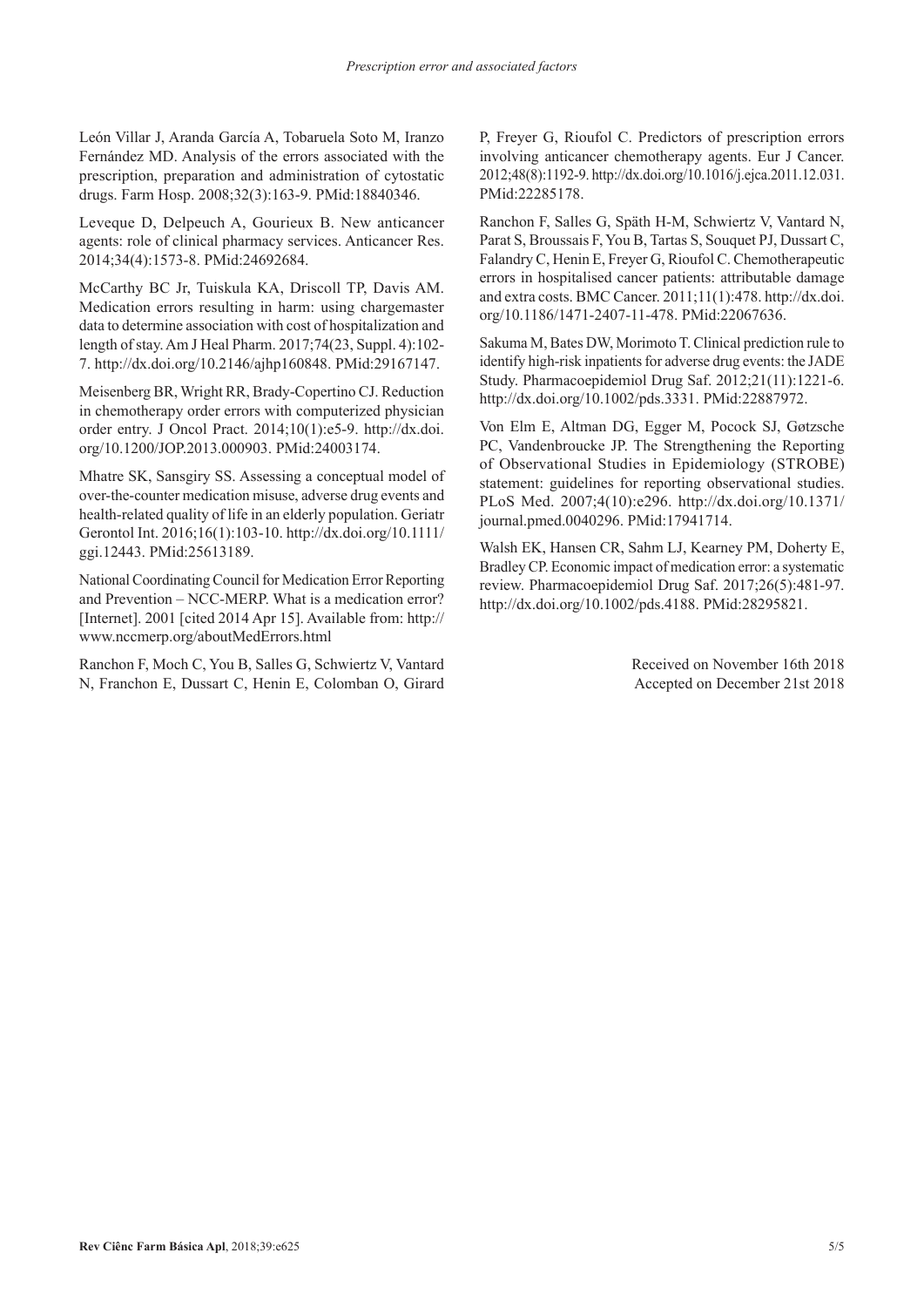León Villar J, Aranda García A, Tobaruela Soto M, Iranzo Fernández MD. Analysis of the errors associated with the prescription, preparation and administration of cytostatic drugs. Farm Hosp. 2008;32(3):163-9. PMid:18840346.

Leveque D, Delpeuch A, Gourieux B. New anticancer agents: role of clinical pharmacy services. Anticancer Res. 2014;34(4):1573-8. PMid:24692684.

McCarthy BC Jr, Tuiskula KA, Driscoll TP, Davis AM. Medication errors resulting in harm: using chargemaster data to determine association with cost of hospitalization and length of stay. Am J Heal Pharm. 2017;74(23, Suppl. 4):102-7. http://dx.doi.org/10.2146/ajhp160848. PMid:29167147.

Meisenberg BR, Wright RR, Brady-Copertino CJ. Reduction in chemotherapy order errors with computerized physician order entry. J Oncol Pract. 2014;10(1):e5-9. http://dx.doi.org/10.1200/JOP.2013.000903. PMid:24003174.

Mhatre SK, Sansgiry SS. Assessing a conceptual model of over-the-counter medication misuse, adverse drug events and health-related quality of life in an elderly population. Geriatr Gerontol Int. 2016;16(1):103-10. http://dx.doi.org/10.1111/ggi.12443. PMid:25613189.

National Coordinating Council for Medication Error Reporting and Prevention – NCC-MERP. What is a medication error? [Internet]. 2001 [cited 2014 Apr 15]. Available from: http://www.nccmerp.org/aboutMedErrors.html

Ranchon F, Moch C, You B, Salles G, Schwiertz V, Vantard N, Franchon E, Dussart C, Henin E, Colomban O, Girard P, Freyer G, Rioufol C. Predictors of prescription errors involving anticancer chemotherapy agents. Eur J Cancer. 2012;48(8):1192-9. http://dx.doi.org/10.1016/j.ejca.2011.12.031. PMid:22285178.

Ranchon F, Salles G, Späth H-M, Schwiertz V, Vantard N, Parat S, Broussais F, You B, Tartas S, Souquet PJ, Dussart C, Falandry C, Henin E, Freyer G, Rioufol C. Chemotherapeutic errors in hospitalised cancer patients: attributable damage and extra costs. BMC Cancer. 2011;11(1):478. http://dx.doi.org/10.1186/1471-2407-11-478. PMid:22067636.

Sakuma M, Bates DW, Morimoto T. Clinical prediction rule to identify high-risk inpatients for adverse drug events: the JADE Study. Pharmacoepidemiol Drug Saf. 2012;21(11):1221-6. http://dx.doi.org/10.1002/pds.3331. PMid:22887972.

Von Elm E, Altman DG, Egger M, Pocock SJ, Gøtzsche PC, Vandenbroucke JP. The Strengthening the Reporting of Observational Studies in Epidemiology (STROBE) statement: guidelines for reporting observational studies. PLoS Med. 2007;4(10):e296. http://dx.doi.org/10.1371/journal.pmed.0040296. PMid:17941714.

Walsh EK, Hansen CR, Sahm LJ, Kearney PM, Doherty E, Bradley CP. Economic impact of medication error: a systematic review. Pharmacoepidemiol Drug Saf. 2017;26(5):481-97. http://dx.doi.org/10.1002/pds.4188. PMid:28295821.

Received on November 16th 2018
Accepted on December 21st 2018